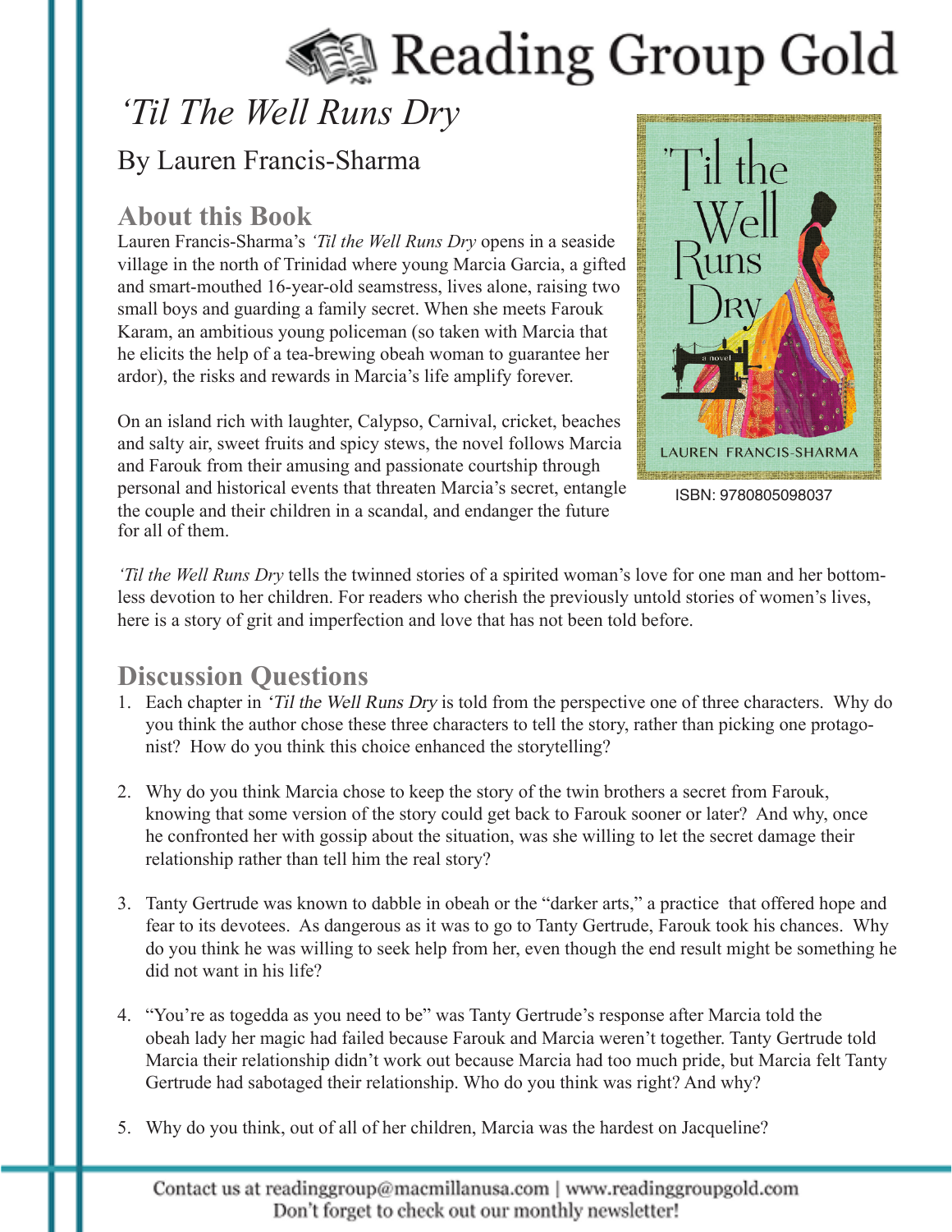# Reading Group Gold

## *'Til The Well Runs Dry*

By Lauren Francis-Sharma

ISBN: 9780805098037

### About this Book

Lauren Francis-Sharma's *'Til the Well Runs Dry* opens in a seaside village in the north of Trinidad where young Marcia Garcia, a gifted and smart-mouthed 16-year-old seamstress, lives alone, raising two small boys and guarding a family secret. When she meets Farouk Karam, an ambitious young policeman (so taken with Marcia that he elicits the help of a tea-brewing obeah woman to guarantee her ardor), the risks and rewards in Marcia's life amplify forever.

On an island rich with laughter, Calypso, Carnival, cricket, beaches and salty air, sweet fruits and spicy stews, the novel follows Marcia and Farouk from their amusing and passionate courtship through personal and historical events that threaten Marcia's secret, entangle the couple and their children in a scandal, and endanger the future for all of them.

*'Til the Well Runs Dry* tells the twinned stories of a spirited woman's love for one man and her bottomless devotion to her children. For readers who cherish the previously untold stories of women's lives, here is a story of grit and imperfection and love that has not been told before.

### Discussion Questions

1. Each chapter in *'Til the Well Runs Dry* is told from the perspective one of three characters. Why do you think the author chose these three characters to tell the story, rather than picking one protagonist? How do you think this choice enhanced the storytelling?

2. Why do you think Marcia chose to keep the story of the twin brothers a secret from Farouk, knowing that some version of the story could get back to Farouk sooner or later? And why, once he confronted her with gossip about the situation, was she willing to let the secret damage their relationship rather than tell him the real story?

3. Tanty Gertrude was known to dabble in obeah or the "darker arts," a practice that offered hope and fear to its devotees. As dangerous as it was to go to Tanty Gertrude, Farouk took his chances. Why do you think he was willing to seek help from her, even though the end result might be something he did not want in his life?

4. "You're as togedda as you need to be" was Tanty Gertrude's response after Marcia told the obeah lady her magic had failed because Farouk and Marcia weren't together. Tanty Gertrude told Marcia their relationship didn't work out because Marcia had too much pride, but Marcia felt Tanty Gertrude had sabotaged their relationship. Who do you think was right? And why?

5. Why do you think, out of all of her children, Marcia was the hardest on Jacqueline?

Contact us at readinggroup@macmillanusa.com | www.readinggroupgold.com
Don't forget to check out our monthly newsletter!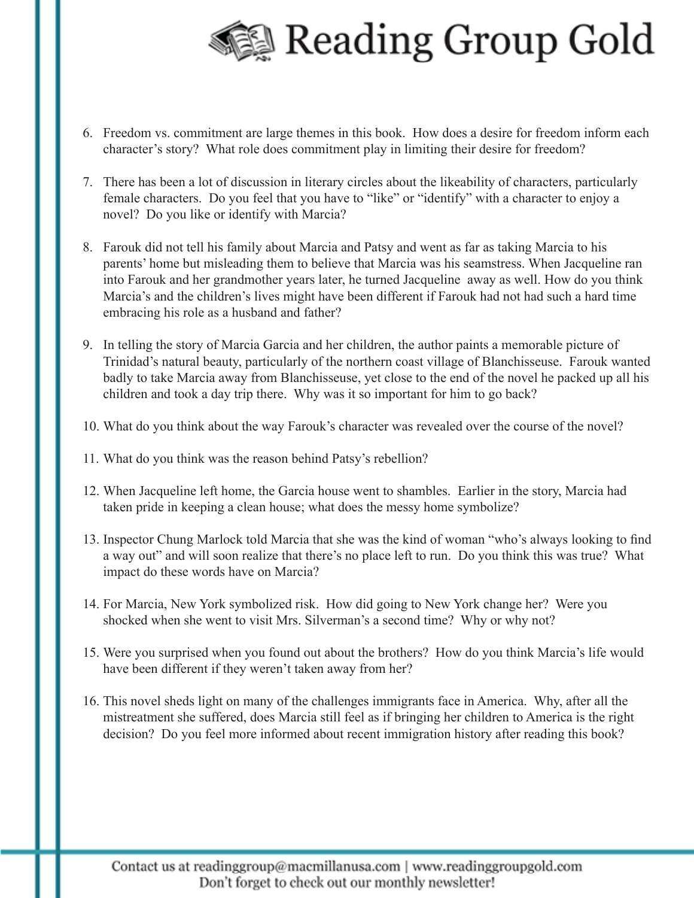6. Freedom vs. commitment are large themes in this book. How does a desire for freedom inform each character's story? What role does commitment play in limiting their desire for freedom?

7. There has been a lot of discussion in literary circles about the likeability of characters, particularly female characters. Do you feel that you have to "like" or "identify" with a character to enjoy a novel? Do you like or identify with Marcia?

8. Farouk did not tell his family about Marcia and Patsy and went as far as taking Marcia to his parents' home but misleading them to believe that Marcia was his seamstress. When Jacqueline ran into Farouk and her grandmother years later, he turned Jacqueline away as well. How do you think Marcia's and the children's lives might have been different if Farouk had not had such a hard time embracing his role as a husband and father?

9. In telling the story of Marcia Garcia and her children, the author paints a memorable picture of Trinidad's natural beauty, particularly of the northern coast village of Blanchisseuse. Farouk wanted badly to take Marcia away from Blanchisseuse, yet close to the end of the novel he packed up all his children and took a day trip there. Why was it so important for him to go back?

10. What do you think about the way Farouk's character was revealed over the course of the novel?

11. What do you think was the reason behind Patsy's rebellion?

12. When Jacqueline left home, the Garcia house went to shambles. Earlier in the story, Marcia had taken pride in keeping a clean house; what does the messy home symbolize?

13. Inspector Chung Marlock told Marcia that she was the kind of woman "who's always looking to find a way out" and will soon realize that there's no place left to run. Do you think this was true? What impact do these words have on Marcia?

14. For Marcia, New York symbolized risk. How did going to New York change her? Were you shocked when she went to visit Mrs. Silverman's a second time? Why or why not?

15. Were you surprised when you found out about the brothers? How do you think Marcia's life would have been different if they weren't taken away from her?

16. This novel sheds light on many of the challenges immigrants face in America. Why, after all the mistreatment she suffered, does Marcia still feel as if bringing her children to America is the right decision? Do you feel more informed about recent immigration history after reading this book?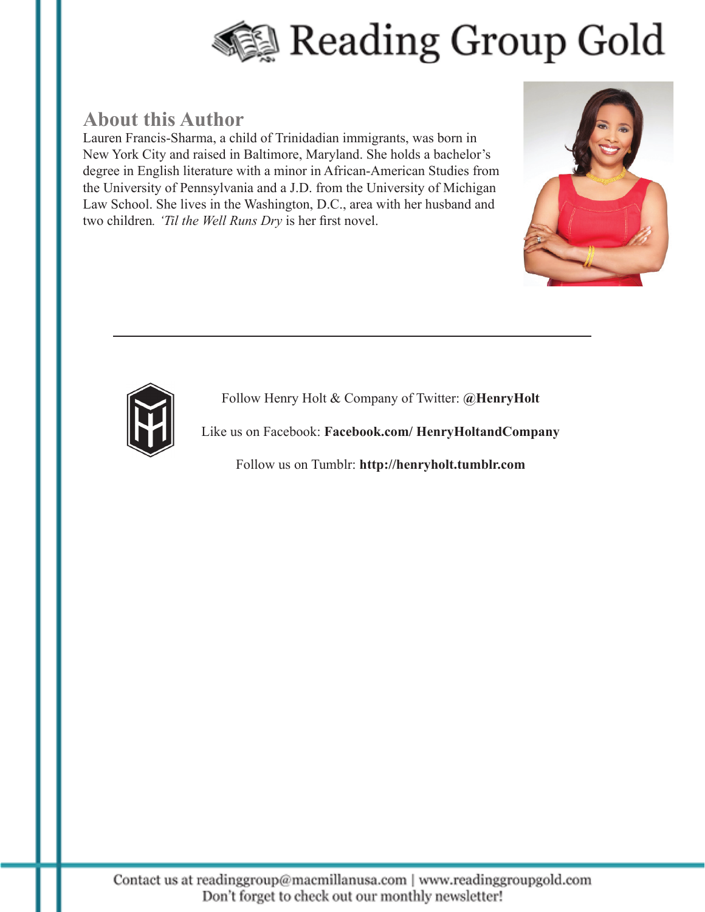# Reading Group Gold

## About this Author

Lauren Francis-Sharma, a child of Trinidadian immigrants, was born in New York City and raised in Baltimore, Maryland. She holds a bachelor's degree in English literature with a minor in African-American Studies from the University of Pennsylvania and a J.D. from the University of Michigan Law School. She lives in the Washington, D.C., area with her husband and two children. *'Til the Well Runs Dry* is her first novel.

---

Follow Henry Holt & Company of Twitter: **@HenryHolt**

Like us on Facebook: **Facebook.com/ HenryHoltandCompany**

Follow us on Tumblr: **http://henryholt.tumblr.com**

Contact us at readinggroup@macmillanusa.com | www.readinggroupgold.com
Don't forget to check out our monthly newsletter!